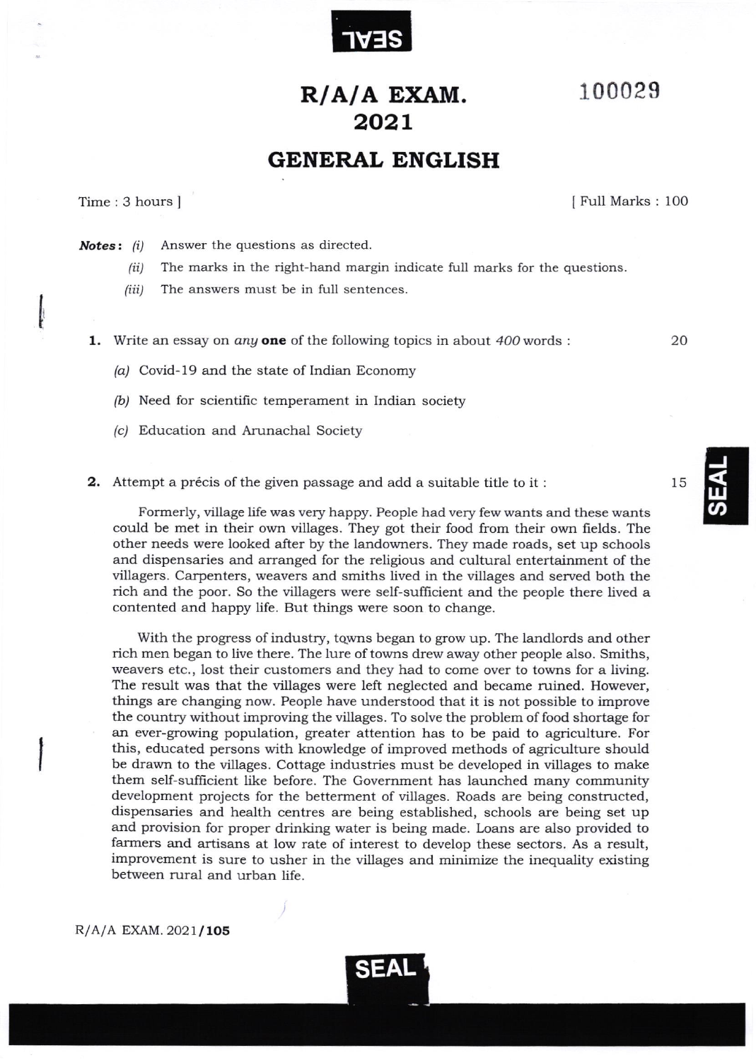# R/A/A EXAM. 2021

100029

## GENERAL ENGLISH

Time : 3 hours ] [ Full Marks : 100

***Notes :*** *(i)* Answer the questions as directed.

*(ii)* The marks in the right-hand margin indicate full marks for the questions.

*(iii)* The answers must be in full sentences.

**1.** Write an essay on *any* **one** of the following topics in about *400* words : 20

*(a)* Covid-19 and the state of Indian Economy

*(b)* Need for scientific temperament in Indian society

*(c)* Education and Arunachal Society

**2.** Attempt a précis of the given passage and add a suitable title to it : 15

Formerly, village life was very happy. People had very few wants and these wants could be met in their own villages. They got their food from their own fields. The other needs were looked after by the landowners. They made roads, set up schools and dispensaries and arranged for the religious and cultural entertainment of the villagers. Carpenters, weavers and smiths lived in the villages and served both the rich and the poor. So the villagers were self-sufficient and the people there lived a contented and happy life. But things were soon to change.

With the progress of industry, towns began to grow up. The landlords and other rich men began to live there. The lure of towns drew away other people also. Smiths, weavers etc., lost their customers and they had to come over to towns for a living. The result was that the villages were left neglected and became ruined. However, things are changing now. People have understood that it is not possible to improve the country without improving the villages. To solve the problem of food shortage for an ever-growing population, greater attention has to be paid to agriculture. For this, educated persons with knowledge of improved methods of agriculture should be drawn to the villages. Cottage industries must be developed in villages to make them self-sufficient like before. The Government has launched many community development projects for the betterment of villages. Roads are being constructed, dispensaries and health centres are being established, schools are being set up and provision for proper drinking water is being made. Loans are also provided to farmers and artisans at low rate of interest to develop these sectors. As a result, improvement is sure to usher in the villages and minimize the inequality existing between rural and urban life.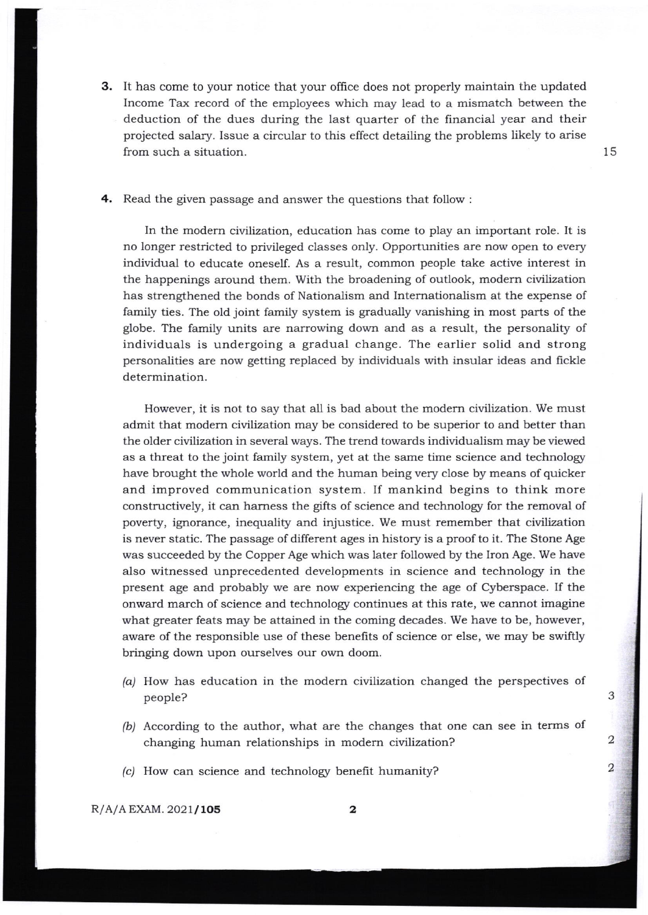**3.** It has come to your notice that your office does not properly maintain the updated Income Tax record of the employees which may lead to a mismatch between the deduction of the dues during the last quarter of the financial year and their projected salary. Issue a circular to this effect detailing the problems likely to arise from such a situation. 15

**4.** Read the given passage and answer the questions that follow :

In the modern civilization, education has come to play an important role. It is no longer restricted to privileged classes only. Opportunities are now open to every individual to educate oneself. As a result, common people take active interest in the happenings around them. With the broadening of outlook, modern civilization has strengthened the bonds of Nationalism and Internationalism at the expense of family ties. The old joint family system is gradually vanishing in most parts of the globe. The family units are narrowing down and as a result, the personality of individuals is undergoing a gradual change. The earlier solid and strong personalities are now getting replaced by individuals with insular ideas and fickle determination.

However, it is not to say that all is bad about the modern civilization. We must admit that modern civilization may be considered to be superior to and better than the older civilization in several ways. The trend towards individualism may be viewed as a threat to the joint family system, yet at the same time science and technology have brought the whole world and the human being very close by means of quicker and improved communication system. If mankind begins to think more constructively, it can harness the gifts of science and technology for the removal of poverty, ignorance, inequality and injustice. We must remember that civilization is never static. The passage of different ages in history is a proof to it. The Stone Age was succeeded by the Copper Age which was later followed by the Iron Age. We have also witnessed unprecedented developments in science and technology in the present age and probably we are now experiencing the age of Cyberspace. If the onward march of science and technology continues at this rate, we cannot imagine what greater feats may be attained in the coming decades. We have to be, however, aware of the responsible use of these benefits of science or else, we may be swiftly bringing down upon ourselves our own doom.

*(a)* How has education in the modern civilization changed the perspectives of people? 3

*(b)* According to the author, what are the changes that one can see in terms of changing human relationships in modern civilization? 2

*(c)* How can science and technology benefit humanity? 2